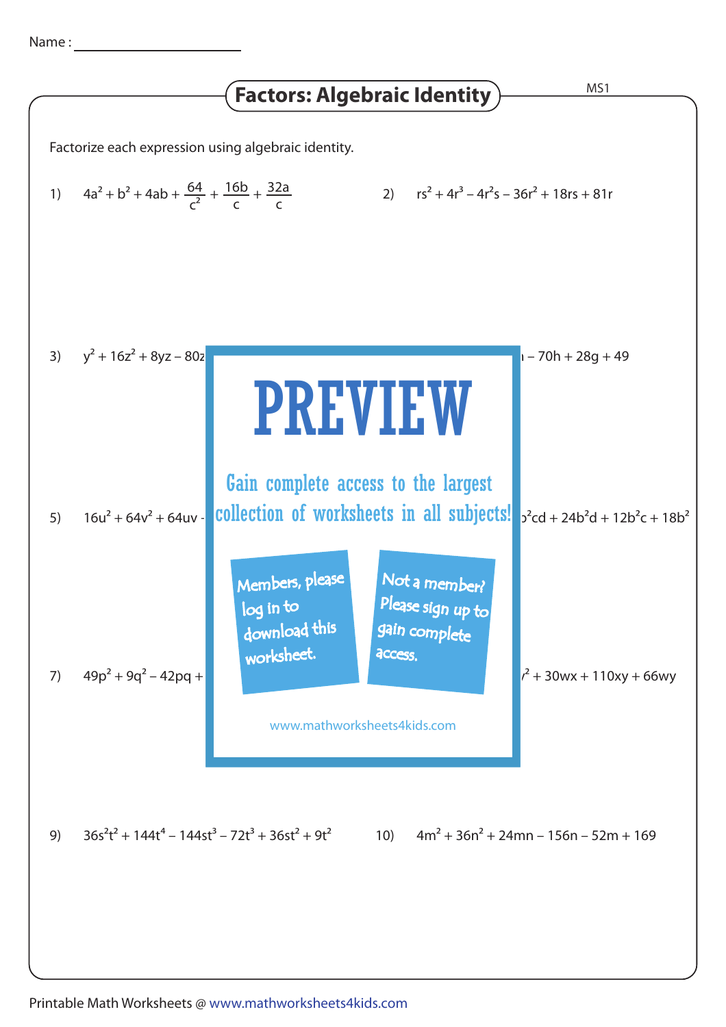Name : ____________________

# Factors: Algebraic Identity

MS1

Factorize each expression using algebraic identity.

1) $4a^2 + b^2 + 4ab + \frac{64}{c^2} + \frac{16b}{c} + \frac{32a}{c}$

2) $rs^2 + 4r^3 - 4r^2s - 36r^2 + 18rs + 81r$

3) $y^2 + 16z^2 + 8yz - 80z$

$- 70h + 28g + 49$

# PREVIEW

Gain complete access to the largest collection of worksheets in all subjects!

Members, please log in to download this worksheet.

Not a member? Please sign up to gain complete access.

www.mathworksheets4kids.com

5) $16u^2 + 64v^2 + 64uv$

$^2cd + 24b^2d + 12b^2c + 18b^2$

7) $49p^2 + 9q^2 - 42pq +$

$^2 + 30wx + 110xy + 66wy$

9) $36s^2t^2 + 144t^4 - 144st^3 - 72t^3 + 36st^2 + 9t^2$

10) $4m^2 + 36n^2 + 24mn - 156n - 52m + 169$

Printable Math Worksheets @ www.mathworksheets4kids.com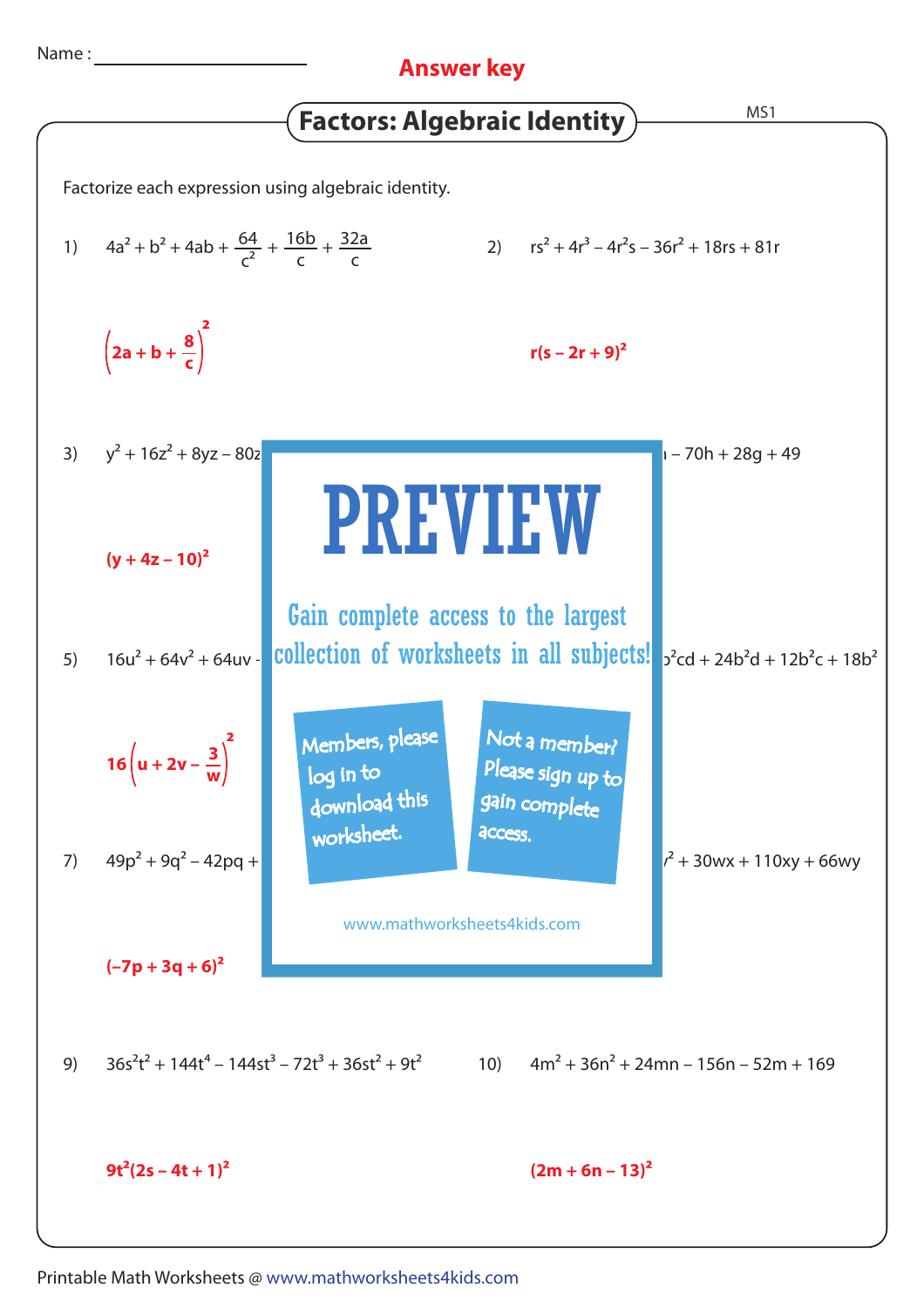Name : ____________________

**Answer key**

# Factors: Algebraic Identity

MS1

Factorize each expression using algebraic identity.

1) $4a^2 + b^2 + 4ab + \frac{64}{c^2} + \frac{16b}{c} + \frac{32a}{c}$

$\left(2a + b + \frac{8}{c}\right)^2$

2) $rs^2 + 4r^3 - 4r^2s - 36r^2 + 18rs + 81r$

$r(s - 2r + 9)^2$

3) $y^2 + 16z^2 + 8yz - 80z$

$(y + 4z - 10)^2$

4) $- 70h + 28g + 49$

5) $16u^2 + 64v^2 + 64uv$

$16\left(u + 2v - \frac{3}{w}\right)^2$

6) $b^2cd + 24b^2d + 12b^2c + 18b^2$

7) $49p^2 + 9q^2 - 42pq +$

$(-7p + 3q + 6)^2$

8) $^2 + 30wx + 110xy + 66wy$

9) $36s^2t^2 + 144t^4 - 144st^3 - 72t^3 + 36st^2 + 9t^2$

$9t^2(2s - 4t + 1)^2$

10) $4m^2 + 36n^2 + 24mn - 156n - 52m + 169$

$(2m + 6n - 13)^2$

PREVIEW

Gain complete access to the largest collection of worksheets in all subjects!

Members, please log in to download this worksheet.

Not a member? Please sign up to gain complete access.

www.mathworksheets4kids.com

Printable Math Worksheets @ www.mathworksheets4kids.com